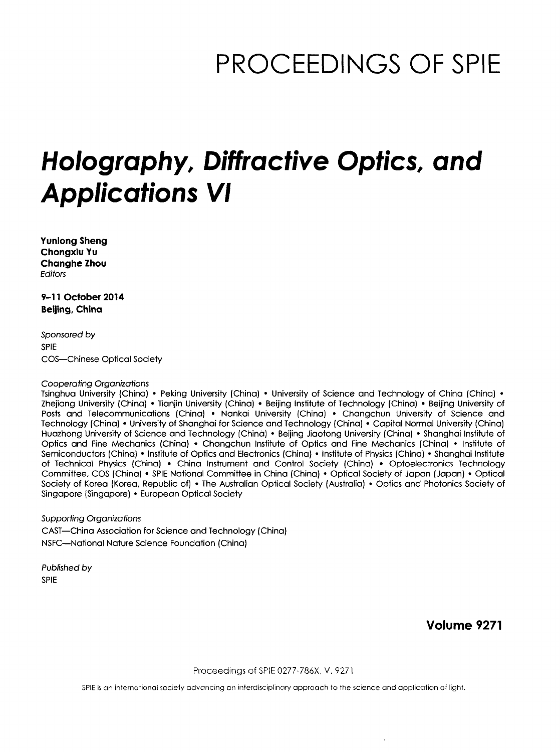# PROCEEDINGS OF SPIE

# *Holography, Diffractive Optics, and Applications VI*

**Yunlong Sheng**
**Chongxiu Yu**
**Changhe Zhou**
*Editors*

**9–11 October 2014**
**Beijing, China**

*Sponsored by*
SPIE
COS—Chinese Optical Society

*Cooperating Organizations*
Tsinghua University (China) • Peking University (China) • University of Science and Technology of China (China) • Zhejiang University (China) • Tianjin University (China) • Beijing Institute of Technology (China) • Beijing University of Posts and Telecommunications (China) • Nankai University (China) • Changchun University of Science and Technology (China) • University of Shanghai for Science and Technology (China) • Capital Normal University (China) Huazhong University of Science and Technology (China) • Beijing Jiaotong University (China) • Shanghai Institute of Optics and Fine Mechanics (China) • Changchun Institute of Optics and Fine Mechanics (China) • Institute of Semiconductors (China) • Institute of Optics and Electronics (China) • Institute of Physics (China) • Shanghai Institute of Technical Physics (China) • China Instrument and Control Society (China) • Optoelectronics Technology Committee, COS (China) • SPIE National Committee in China (China) • Optical Society of Japan (Japan) • Optical Society of Korea (Korea, Republic of) • The Australian Optical Society (Australia) • Optics and Photonics Society of Singapore (Singapore) • European Optical Society

*Supporting Organizations*
CAST—China Association for Science and Technology (China)
NSFC—National Nature Science Foundation (China)

*Published by*
SPIE

**Volume 9271**

Proceedings of SPIE 0277-786X, V. 9271

SPIE is an international society advancing an interdisciplinary approach to the science and application of light.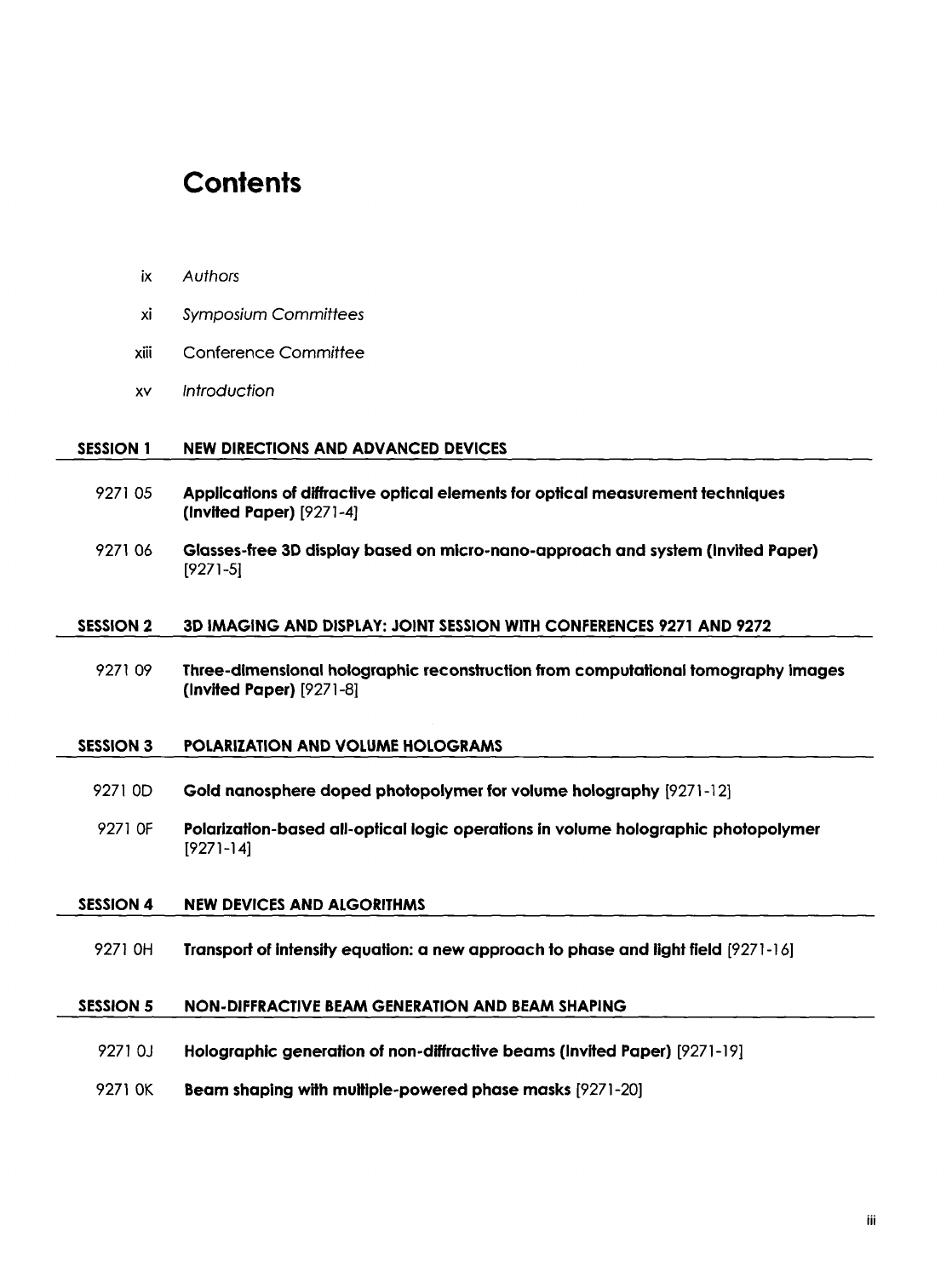# Contents

ix *Authors*

xi *Symposium Committees*

xiii Conference Committee

xv *Introduction*

## SESSION 1 NEW DIRECTIONS AND ADVANCED DEVICES

9271 05 **Applications of diffractive optical elements for optical measurement techniques (Invited Paper)** [9271-4]

9271 06 **Glasses-free 3D display based on micro-nano-approach and system (Invited Paper)** [9271-5]

## SESSION 2 3D IMAGING AND DISPLAY: JOINT SESSION WITH CONFERENCES 9271 AND 9272

9271 09 **Three-dimensional holographic reconstruction from computational tomography images (Invited Paper)** [9271-8]

## SESSION 3 POLARIZATION AND VOLUME HOLOGRAMS

9271 0D **Gold nanosphere doped photopolymer for volume holography** [9271-12]

9271 0F **Polarization-based all-optical logic operations in volume holographic photopolymer** [9271-14]

## SESSION 4 NEW DEVICES AND ALGORITHMS

9271 0H **Transport of intensity equation: a new approach to phase and light field** [9271-16]

## SESSION 5 NON-DIFFRACTIVE BEAM GENERATION AND BEAM SHAPING

9271 0J **Holographic generation of non-diffractive beams (Invited Paper)** [9271-19]

9271 0K **Beam shaping with multiple-powered phase masks** [9271-20]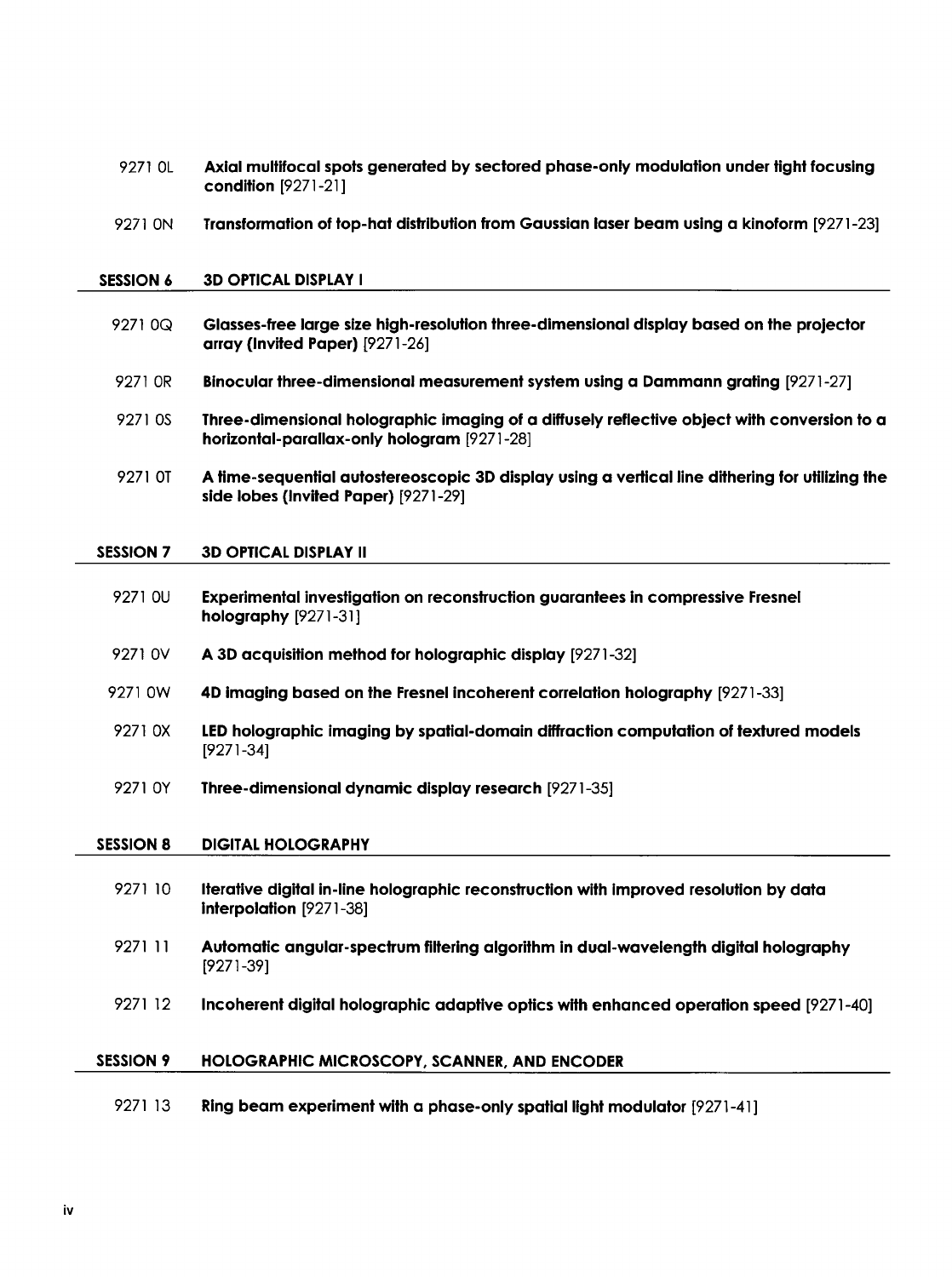9271 0L **Axial multifocal spots generated by sectored phase-only modulation under tight focusing condition** [9271-21]

9271 0N **Transformation of top-hat distribution from Gaussian laser beam using a kinoform** [9271-23]

## SESSION 6 3D OPTICAL DISPLAY I

9271 0Q **Glasses-free large size high-resolution three-dimensional display based on the projector array (Invited Paper)** [9271-26]

9271 0R **Binocular three-dimensional measurement system using a Dammann grating** [9271-27]

9271 0S **Three-dimensional holographic imaging of a diffusely reflective object with conversion to a horizontal-parallax-only hologram** [9271-28]

9271 0T **A time-sequential autostereoscopic 3D display using a vertical line dithering for utilizing the side lobes (Invited Paper)** [9271-29]

## SESSION 7 3D OPTICAL DISPLAY II

9271 0U **Experimental investigation on reconstruction guarantees in compressive Fresnel holography** [9271-31]

9271 0V **A 3D acquisition method for holographic display** [9271-32]

9271 0W **4D imaging based on the Fresnel incoherent correlation holography** [9271-33]

9271 0X **LED holographic imaging by spatial-domain diffraction computation of textured models** [9271-34]

9271 0Y **Three-dimensional dynamic display research** [9271-35]

## SESSION 8 DIGITAL HOLOGRAPHY

9271 10 **Iterative digital in-line holographic reconstruction with improved resolution by data interpolation** [9271-38]

9271 11 **Automatic angular-spectrum filtering algorithm in dual-wavelength digital holography** [9271-39]

9271 12 **Incoherent digital holographic adaptive optics with enhanced operation speed** [9271-40]

## SESSION 9 HOLOGRAPHIC MICROSCOPY, SCANNER, AND ENCODER

9271 13 **Ring beam experiment with a phase-only spatial light modulator** [9271-41]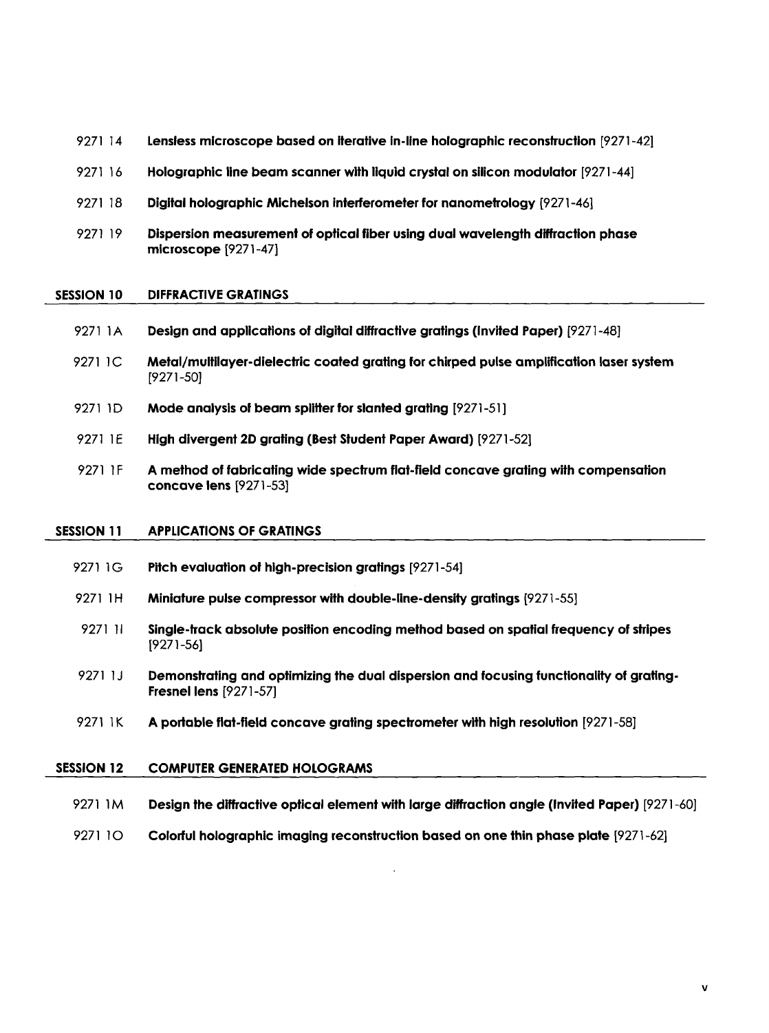9271 14 **Lensless microscope based on iterative in-line holographic reconstruction** [9271-42]

9271 16 **Holographic line beam scanner with liquid crystal on silicon modulator** [9271-44]

9271 18 **Digital holographic Michelson interferometer for nanometrology** [9271-46]

9271 19 **Dispersion measurement of optical fiber using dual wavelength diffraction phase microscope** [9271-47]

## SESSION 10 DIFFRACTIVE GRATINGS

9271 1A **Design and applications of digital diffractive gratings (Invited Paper)** [9271-48]

9271 1C **Metal/multilayer-dielectric coated grating for chirped pulse amplification laser system** [9271-50]

9271 1D **Mode analysis of beam splitter for slanted grating** [9271-51]

9271 1E **High divergent 2D grating (Best Student Paper Award)** [9271-52]

9271 1F **A method of fabricating wide spectrum flat-field concave grating with compensation concave lens** [9271-53]

## SESSION 11 APPLICATIONS OF GRATINGS

9271 1G **Pitch evaluation of high-precision gratings** [9271-54]

9271 1H **Miniature pulse compressor with double-line-density gratings** [9271-55]

9271 1I **Single-track absolute position encoding method based on spatial frequency of stripes** [9271-56]

9271 1J **Demonstrating and optimizing the dual dispersion and focusing functionality of grating-Fresnel lens** [9271-57]

9271 1K **A portable flat-field concave grating spectrometer with high resolution** [9271-58]

## SESSION 12 COMPUTER GENERATED HOLOGRAMS

9271 1M **Design the diffractive optical element with large diffraction angle (Invited Paper)** [9271-60]

9271 1O **Colorful holographic imaging reconstruction based on one thin phase plate** [9271-62]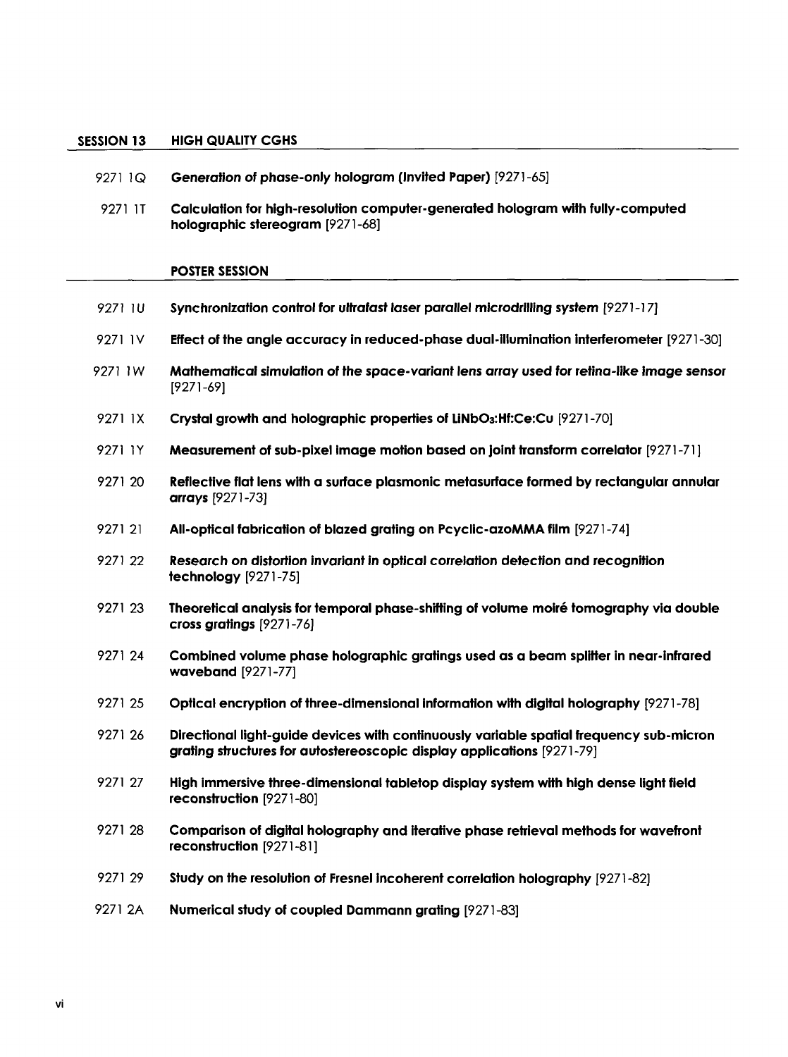## SESSION 13 HIGH QUALITY CGHS

9271 1Q **Generation of phase-only hologram (Invited Paper)** [9271-65]

9271 1T **Calculation for high-resolution computer-generated hologram with fully-computed holographic stereogram** [9271-68]

## POSTER SESSION

9271 1U **Synchronization control for ultrafast laser parallel microdrilling system** [9271-17]

9271 1V **Effect of the angle accuracy in reduced-phase dual-illumination interferometer** [9271-30]

9271 1W **Mathematical simulation of the space-variant lens array used for retina-like image sensor** [9271-69]

9271 1X **Crystal growth and holographic properties of $LiNbO_3$:Hf:Ce:Cu** [9271-70]

9271 1Y **Measurement of sub-pixel image motion based on joint transform correlator** [9271-71]

9271 20 **Reflective flat lens with a surface plasmonic metasurface formed by rectangular annular arrays** [9271-73]

9271 21 **All-optical fabrication of blazed grating on Pcyclic-azoMMA film** [9271-74]

9271 22 **Research on distortion invariant in optical correlation detection and recognition technology** [9271-75]

9271 23 **Theoretical analysis for temporal phase-shifting of volume moiré tomography via double cross gratings** [9271-76]

9271 24 **Combined volume phase holographic gratings used as a beam splitter in near-infrared waveband** [9271-77]

9271 25 **Optical encryption of three-dimensional information with digital holography** [9271-78]

9271 26 **Directional light-guide devices with continuously variable spatial frequency sub-micron grating structures for autostereoscopic display applications** [9271-79]

9271 27 **High immersive three-dimensional tabletop display system with high dense light field reconstruction** [9271-80]

9271 28 **Comparison of digital holography and iterative phase retrieval methods for wavefront reconstruction** [9271-81]

9271 29 **Study on the resolution of Fresnel incoherent correlation holography** [9271-82]

9271 2A **Numerical study of coupled Dammann grating** [9271-83]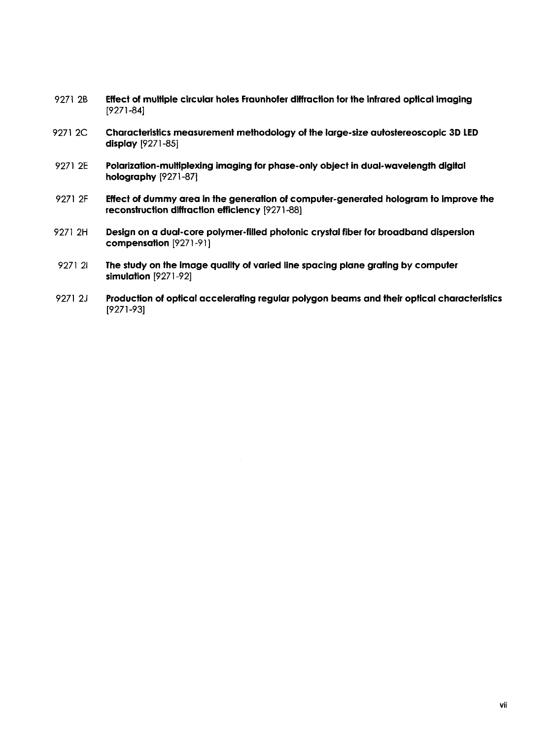9271 2B **Effect of multiple circular holes Fraunhofer diffraction for the infrared optical imaging** [9271-84]

9271 2C **Characteristics measurement methodology of the large-size autostereoscopic 3D LED display** [9271-85]

9271 2E **Polarization-multiplexing imaging for phase-only object in dual-wavelength digital holography** [9271-87]

9271 2F **Effect of dummy area in the generation of computer-generated hologram to improve the reconstruction diffraction efficiency** [9271-88]

9271 2H **Design on a dual-core polymer-filled photonic crystal fiber for broadband dispersion compensation** [9271-91]

9271 2I **The study on the image quality of varied line spacing plane grating by computer simulation** [9271-92]

9271 2J **Production of optical accelerating regular polygon beams and their optical characteristics** [9271-93]